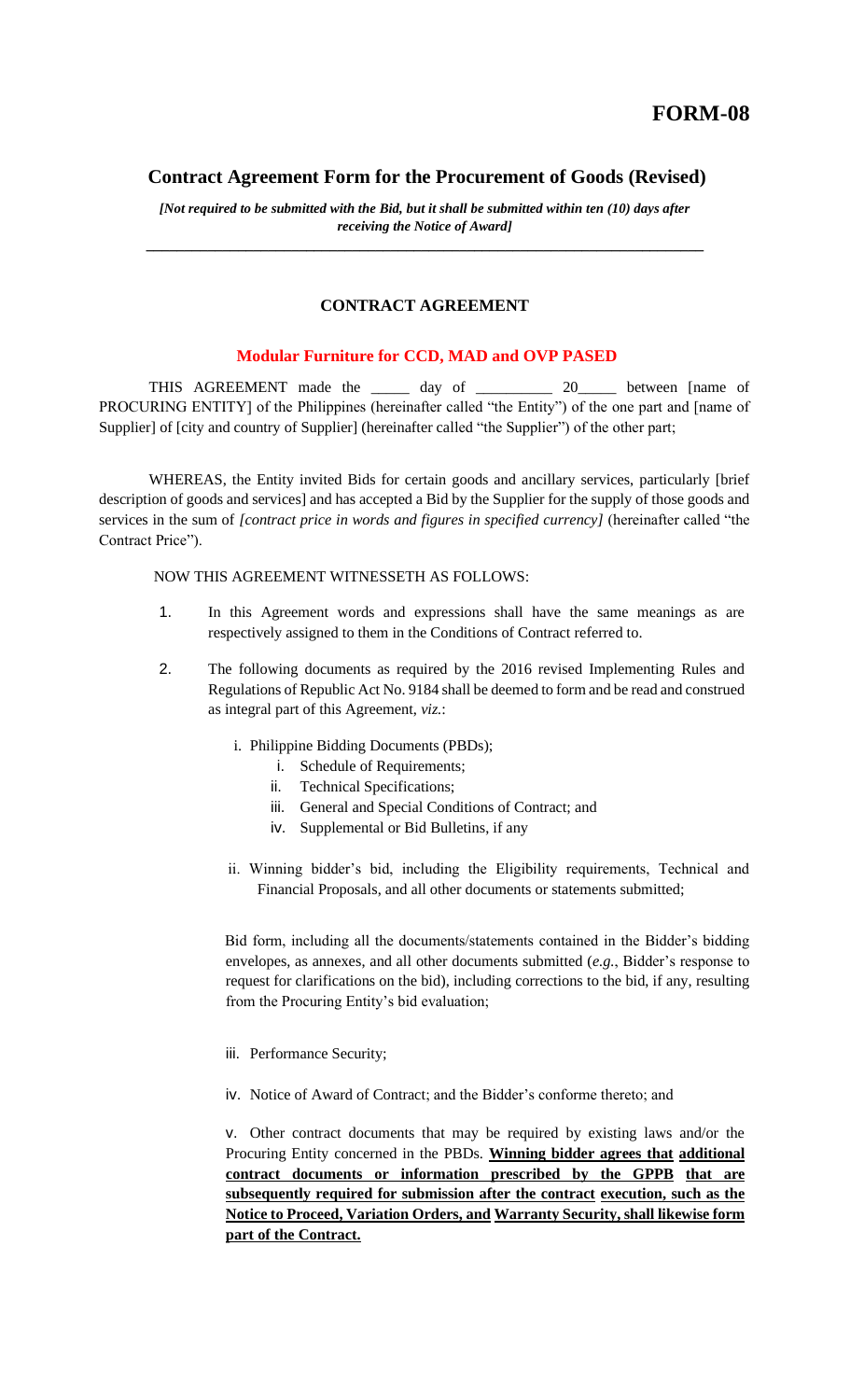# FORM-08

## Contract Agreement Form for the Procurement of Goods (Revised)

***[Not required to be submitted with the Bid, but it shall be submitted within ten (10) days after receiving the Notice of Award]***

---

### CONTRACT AGREEMENT

**Modular Furniture for CCD, MAD and OVP PASED**

THIS AGREEMENT made the _____ day of __________ 20_____ between [name of PROCURING ENTITY] of the Philippines (hereinafter called "the Entity") of the one part and [name of Supplier] of [city and country of Supplier] (hereinafter called "the Supplier") of the other part;

WHEREAS, the Entity invited Bids for certain goods and ancillary services, particularly [brief description of goods and services] and has accepted a Bid by the Supplier for the supply of those goods and services in the sum of *[contract price in words and figures in specified currency]* (hereinafter called "the Contract Price").

NOW THIS AGREEMENT WITNESSETH AS FOLLOWS:

1. In this Agreement words and expressions shall have the same meanings as are respectively assigned to them in the Conditions of Contract referred to.

2. The following documents as required by the 2016 revised Implementing Rules and Regulations of Republic Act No. 9184 shall be deemed to form and be read and construed as integral part of this Agreement, *viz.*:

   i. Philippine Bidding Documents (PBDs);
      i. Schedule of Requirements;
      ii. Technical Specifications;
      iii. General and Special Conditions of Contract; and
      iv. Supplemental or Bid Bulletins, if any

   ii. Winning bidder's bid, including the Eligibility requirements, Technical and Financial Proposals, and all other documents or statements submitted;

   Bid form, including all the documents/statements contained in the Bidder's bidding envelopes, as annexes, and all other documents submitted (*e.g.*, Bidder's response to request for clarifications on the bid), including corrections to the bid, if any, resulting from the Procuring Entity's bid evaluation;

   iii. Performance Security;

   iv. Notice of Award of Contract; and the Bidder's conforme thereto; and

   v. Other contract documents that may be required by existing laws and/or the Procuring Entity concerned in the PBDs. **Winning bidder agrees that additional contract documents or information prescribed by the GPPB that are subsequently required for submission after the contract execution, such as the Notice to Proceed, Variation Orders, and Warranty Security, shall likewise form part of the Contract.**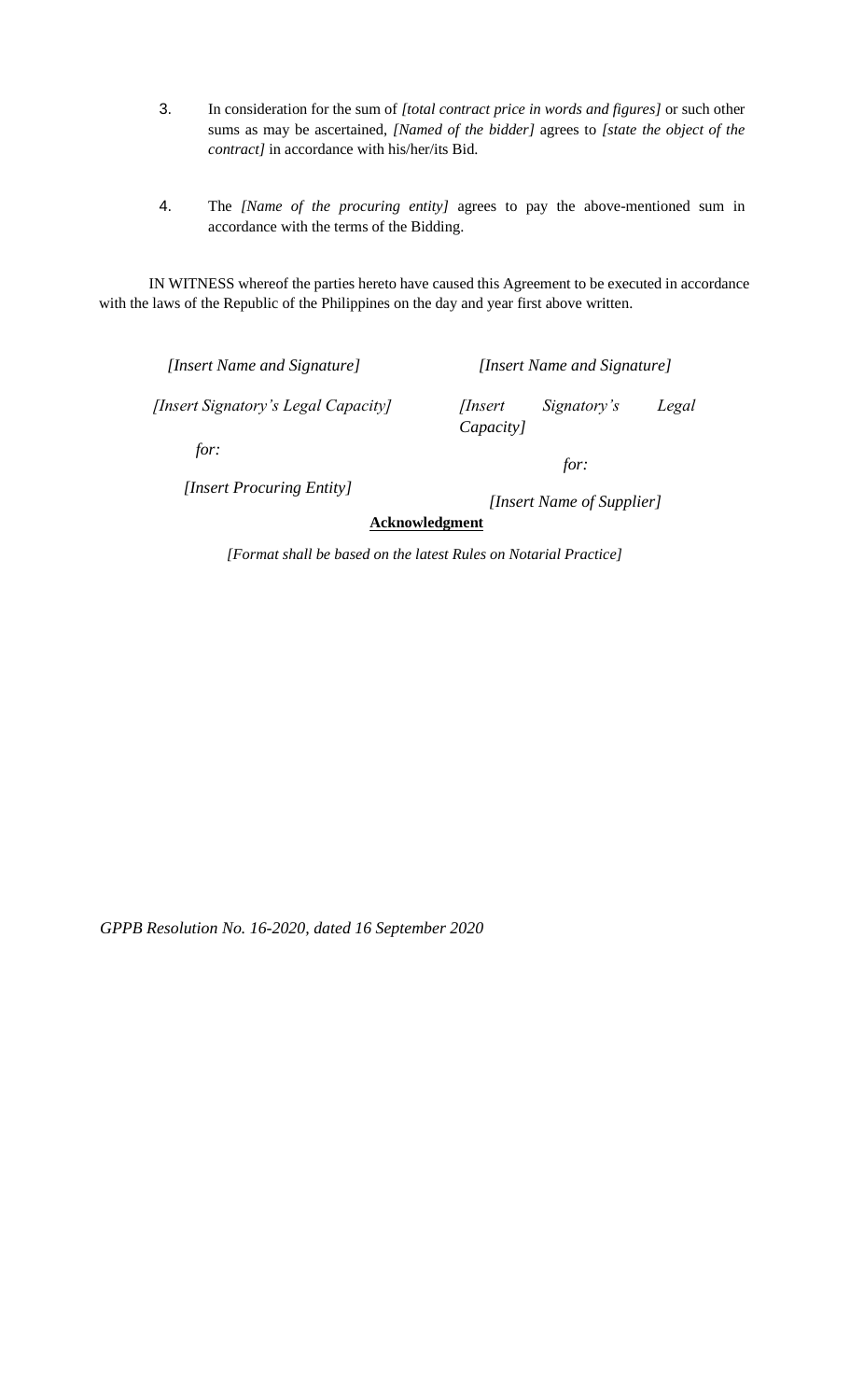3. In consideration for the sum of *[total contract price in words and figures]* or such other sums as may be ascertained, *[Named of the bidder]* agrees to *[state the object of the contract]* in accordance with his/her/its Bid.

4. The *[Name of the procuring entity]* agrees to pay the above-mentioned sum in accordance with the terms of the Bidding.

IN WITNESS whereof the parties hereto have caused this Agreement to be executed in accordance with the laws of the Republic of the Philippines on the day and year first above written.

| | |
|---|---|
| *[Insert Name and Signature]* | *[Insert Name and Signature]* |
| *[Insert Signatory's Legal Capacity]* | *[Insert Signatory's Legal Capacity]* |
| *for:* | *for:* |
| *[Insert Procuring Entity]* | *[Insert Name of Supplier]* |

**Acknowledgment**

*[Format shall be based on the latest Rules on Notarial Practice]*

*GPPB Resolution No. 16-2020, dated 16 September 2020*